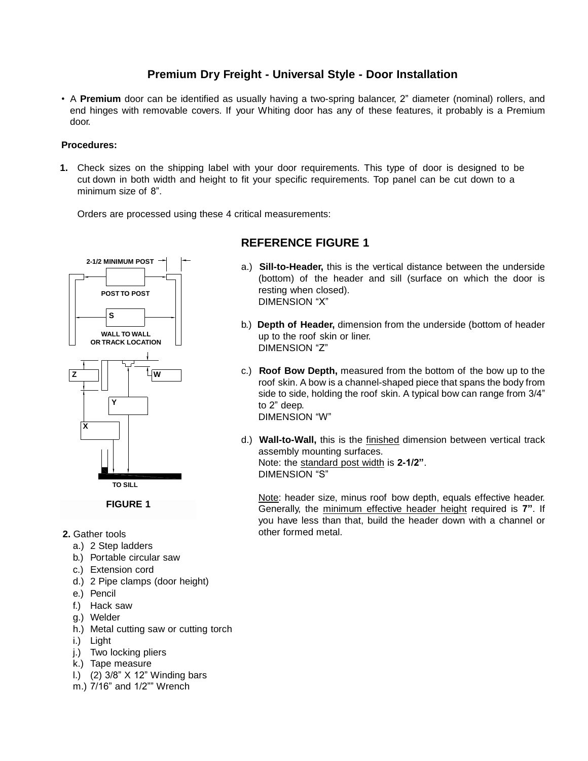# Premium Dry Freight - Universal Style - Door Installation

- A **Premium** door can be identified as usually having a two-spring balancer, 2" diameter (nominal) rollers, and end hinges with removable covers. If your Whiting door has any of these features, it probably is a Premium door.

**Procedures:**

**1.** Check sizes on the shipping label with your door requirements. This type of door is designed to be cut down in both width and height to fit your specific requirements. Top panel can be cut down to a minimum size of 8".

Orders are processed using these 4 critical measurements:

2-1/2 MINIMUM POST

POST TO POST

S

WALL TO WALL
OR TRACK LOCATION

Z

W

Y

X

TO SILL

FIGURE 1

## REFERENCE FIGURE 1

a.) **Sill-to-Header,** this is the vertical distance between the underside (bottom) of the header and sill (surface on which the door is resting when closed).
DIMENSION "X"

b.) **Depth of Header,** dimension from the underside (bottom of header up to the roof skin or liner.
DIMENSION "Z"

c.) **Roof Bow Depth,** measured from the bottom of the bow up to the roof skin. A bow is a channel-shaped piece that spans the body from side to side, holding the roof skin. A typical bow can range from 3/4" to 2" deep.
DIMENSION "W"

d.) **Wall-to-Wall,** this is the finished dimension between vertical track assembly mounting surfaces.
Note: the standard post width is **2-1/2"**.
DIMENSION "S"

Note: header size, minus roof bow depth, equals effective header. Generally, the minimum effective header height required is **7"**. If you have less than that, build the header down with a channel or other formed metal.

**2.** Gather tools

a.) 2 Step ladders
b.) Portable circular saw
c.) Extension cord
d.) 2 Pipe clamps (door height)
e.) Pencil
f.) Hack saw
g.) Welder
h.) Metal cutting saw or cutting torch
i.) Light
j.) Two locking pliers
k.) Tape measure
l.) (2) 3/8" X 12" Winding bars
m.) 7/16" and 1/2"" Wrench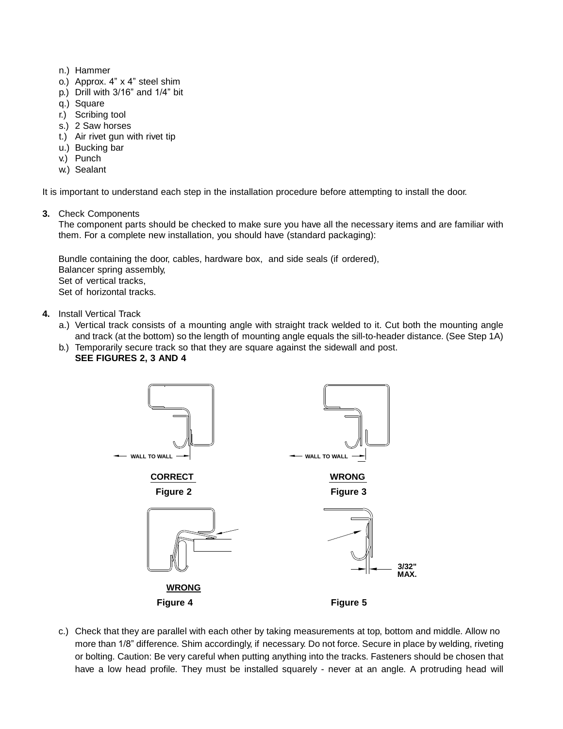n.) Hammer
o.) Approx. 4” x 4” steel shim
p.) Drill with 3/16” and 1/4” bit
q.) Square
r.) Scribing tool
s.) 2 Saw horses
t.) Air rivet gun with rivet tip
u.) Bucking bar
v.) Punch
w.) Sealant

It is important to understand each step in the installation procedure before attempting to install the door.

**3.** Check Components
The component parts should be checked to make sure you have all the necessary items and are familiar with them. For a complete new installation, you should have (standard packaging):

Bundle containing the door, cables, hardware box, and side seals (if ordered),
Balancer spring assembly,
Set of vertical tracks,
Set of horizontal tracks.

**4.** Install Vertical Track
a.) Vertical track consists of a mounting angle with straight track welded to it. Cut both the mounting angle and track (at the bottom) so the length of mounting angle equals the sill-to-header distance. (See Step 1A)
b.) Temporarily secure track so that they are square against the sidewall and post.
**SEE FIGURES 2, 3 AND 4**

WALL TO WALL

**CORRECT**

**Figure 2**

WALL TO WALL

**WRONG**

**Figure 3**

**WRONG**

**Figure 4**

3/32" MAX.

**Figure 5**

c.) Check that they are parallel with each other by taking measurements at top, bottom and middle. Allow no more than 1/8” difference. Shim accordingly, if necessary. Do not force. Secure in place by welding, riveting or bolting. Caution: Be very careful when putting anything into the tracks. Fasteners should be chosen that have a low head profile. They must be installed squarely - never at an angle. A protruding head will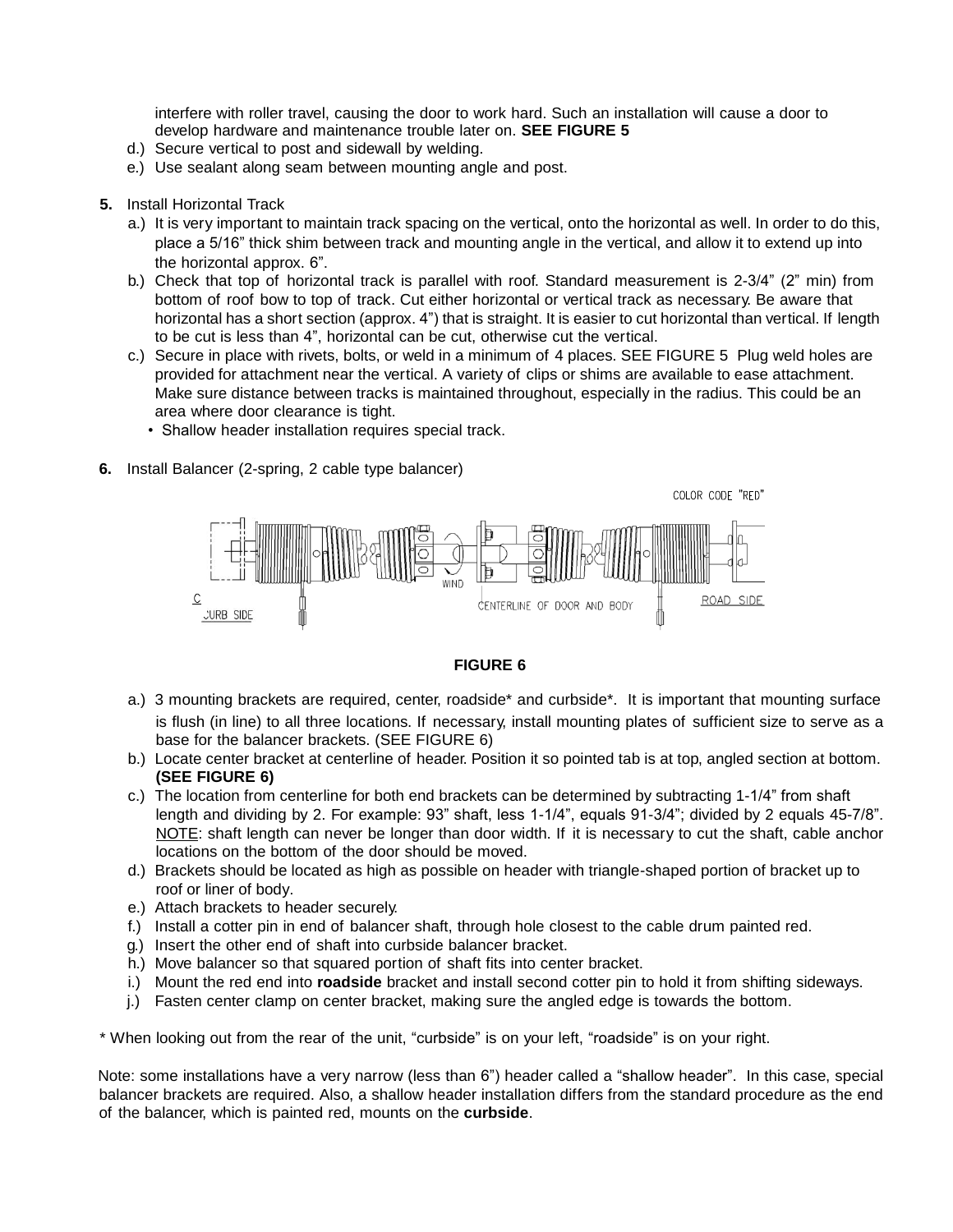interfere with roller travel, causing the door to work hard. Such an installation will cause a door to develop hardware and maintenance trouble later on. **SEE FIGURE 5**

d.) Secure vertical to post and sidewall by welding.

e.) Use sealant along seam between mounting angle and post.

**5.** Install Horizontal Track

a.) It is very important to maintain track spacing on the vertical, onto the horizontal as well. In order to do this, place a 5/16" thick shim between track and mounting angle in the vertical, and allow it to extend up into the horizontal approx. 6".

b.) Check that top of horizontal track is parallel with roof. Standard measurement is 2-3/4" (2" min) from bottom of roof bow to top of track. Cut either horizontal or vertical track as necessary. Be aware that horizontal has a short section (approx. 4") that is straight. It is easier to cut horizontal than vertical. If length to be cut is less than 4", horizontal can be cut, otherwise cut the vertical.

c.) Secure in place with rivets, bolts, or weld in a minimum of 4 places. SEE FIGURE 5 Plug weld holes are provided for attachment near the vertical. A variety of clips or shims are available to ease attachment. Make sure distance between tracks is maintained throughout, especially in the radius. This could be an area where door clearance is tight.

- Shallow header installation requires special track.

**6.** Install Balancer (2-spring, 2 cable type balancer)

COLOR CODE "RED"

WIND

C

CURB SIDE

CENTERLINE OF DOOR AND BODY

ROAD SIDE

**FIGURE 6**

a.) 3 mounting brackets are required, center, roadside* and curbside*. It is important that mounting surface is flush (in line) to all three locations. If necessary, install mounting plates of sufficient size to serve as a base for the balancer brackets. (SEE FIGURE 6)

b.) Locate center bracket at centerline of header. Position it so pointed tab is at top, angled section at bottom. **(SEE FIGURE 6)**

c.) The location from centerline for both end brackets can be determined by subtracting 1-1/4" from shaft length and dividing by 2. For example: 93" shaft, less 1-1/4", equals 91-3/4"; divided by 2 equals 45-7/8". <u>NOTE</u>: shaft length can never be longer than door width. If it is necessary to cut the shaft, cable anchor locations on the bottom of the door should be moved.

d.) Brackets should be located as high as possible on header with triangle-shaped portion of bracket up to roof or liner of body.

e.) Attach brackets to header securely.

f.) Install a cotter pin in end of balancer shaft, through hole closest to the cable drum painted red.

g.) Insert the other end of shaft into curbside balancer bracket.

h.) Move balancer so that squared portion of shaft fits into center bracket.

i.) Mount the red end into **roadside** bracket and install second cotter pin to hold it from shifting sideways.

j.) Fasten center clamp on center bracket, making sure the angled edge is towards the bottom.

* When looking out from the rear of the unit, "curbside" is on your left, "roadside" is on your right.

Note: some installations have a very narrow (less than 6") header called a "shallow header". In this case, special balancer brackets are required. Also, a shallow header installation differs from the standard procedure as the end of the balancer, which is painted red, mounts on the **curbside**.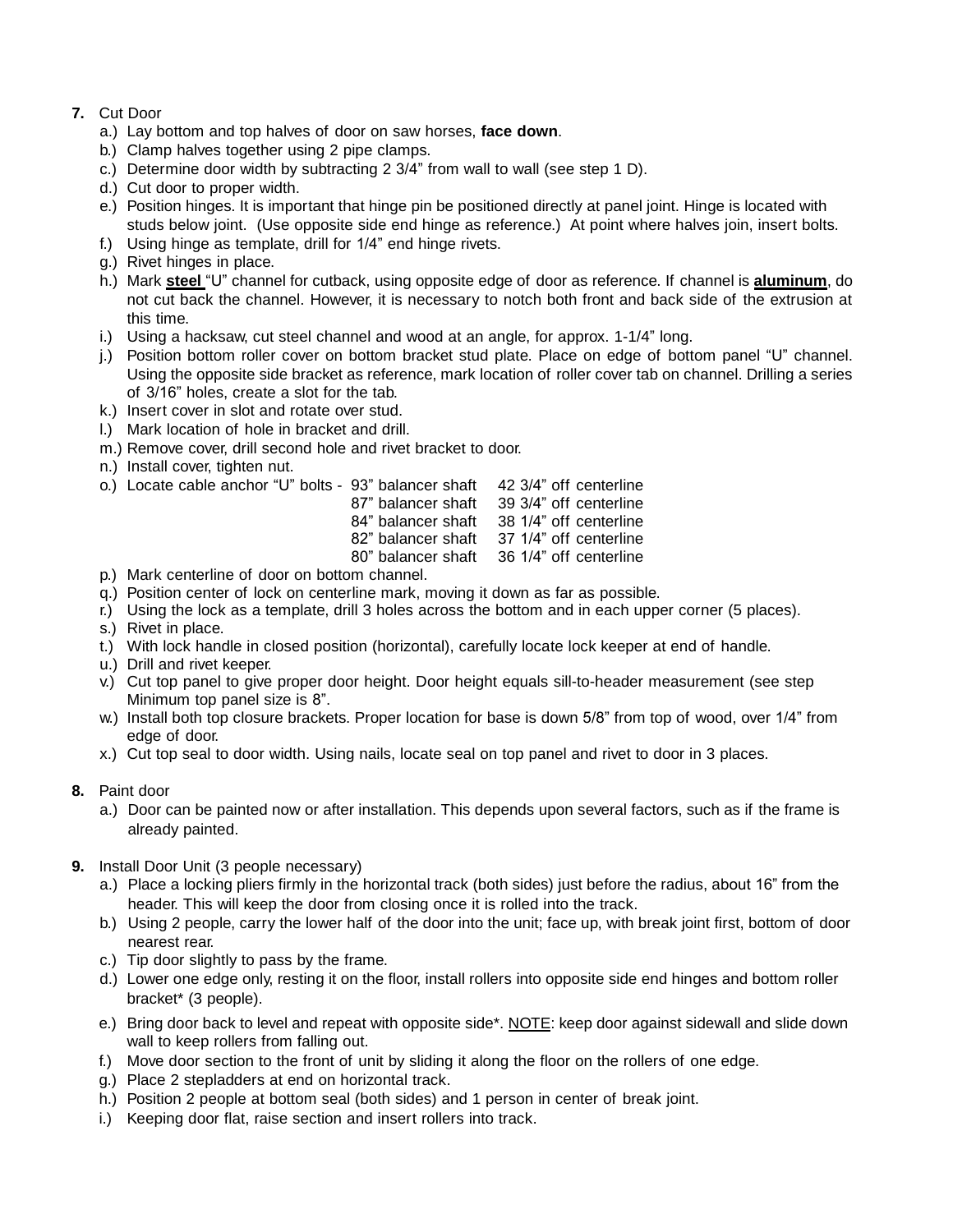7. Cut Door
    a.) Lay bottom and top halves of door on saw horses, **face down**.
    b.) Clamp halves together using 2 pipe clamps.
    c.) Determine door width by subtracting 2 3/4" from wall to wall (see step 1 D).
    d.) Cut door to proper width.
    e.) Position hinges. It is important that hinge pin be positioned directly at panel joint. Hinge is located with studs below joint. (Use opposite side end hinge as reference.) At point where halves join, insert bolts.
    f.) Using hinge as template, drill for 1/4" end hinge rivets.
    g.) Rivet hinges in place.
    h.) Mark **<u>steel</u>** "U" channel for cutback, using opposite edge of door as reference. If channel is **<u>aluminum</u>**, do not cut back the channel. However, it is necessary to notch both front and back side of the extrusion at this time.
    i.) Using a hacksaw, cut steel channel and wood at an angle, for approx. 1-1/4" long.
    j.) Position bottom roller cover on bottom bracket stud plate. Place on edge of bottom panel "U" channel. Using the opposite side bracket as reference, mark location of roller cover tab on channel. Drilling a series of 3/16" holes, create a slot for the tab.
    k.) Insert cover in slot and rotate over stud.
    l.) Mark location of hole in bracket and drill.
    m.) Remove cover, drill second hole and rivet bracket to door.
    n.) Install cover, tighten nut.
    o.) Locate cable anchor "U" bolts -

| | | |
|---|---|---|
| | 93" balancer shaft | 42 3/4" off centerline |
| | 87" balancer shaft | 39 3/4" off centerline |
| | 84" balancer shaft | 38 1/4" off centerline |
| | 82" balancer shaft | 37 1/4" off centerline |
| | 80" balancer shaft | 36 1/4" off centerline |

    p.) Mark centerline of door on bottom channel.
    q.) Position center of lock on centerline mark, moving it down as far as possible.
    r.) Using the lock as a template, drill 3 holes across the bottom and in each upper corner (5 places).
    s.) Rivet in place.
    t.) With lock handle in closed position (horizontal), carefully locate lock keeper at end of handle.
    u.) Drill and rivet keeper.
    v.) Cut top panel to give proper door height. Door height equals sill-to-header measurement (see step Minimum top panel size is 8".
    w.) Install both top closure brackets. Proper location for base is down 5/8" from top of wood, over 1/4" from edge of door.
    x.) Cut top seal to door width. Using nails, locate seal on top panel and rivet to door in 3 places.

8. Paint door
    a.) Door can be painted now or after installation. This depends upon several factors, such as if the frame is already painted.

9. Install Door Unit (3 people necessary)
    a.) Place a locking pliers firmly in the horizontal track (both sides) just before the radius, about 16" from the header. This will keep the door from closing once it is rolled into the track.
    b.) Using 2 people, carry the lower half of the door into the unit; face up, with break joint first, bottom of door nearest rear.
    c.) Tip door slightly to pass by the frame.
    d.) Lower one edge only, resting it on the floor, install rollers into opposite side end hinges and bottom roller bracket* (3 people).
    e.) Bring door back to level and repeat with opposite side*. <u>NOTE</u>: keep door against sidewall and slide down wall to keep rollers from falling out.
    f.) Move door section to the front of unit by sliding it along the floor on the rollers of one edge.
    g.) Place 2 stepladders at end on horizontal track.
    h.) Position 2 people at bottom seal (both sides) and 1 person in center of break joint.
    i.) Keeping door flat, raise section and insert rollers into track.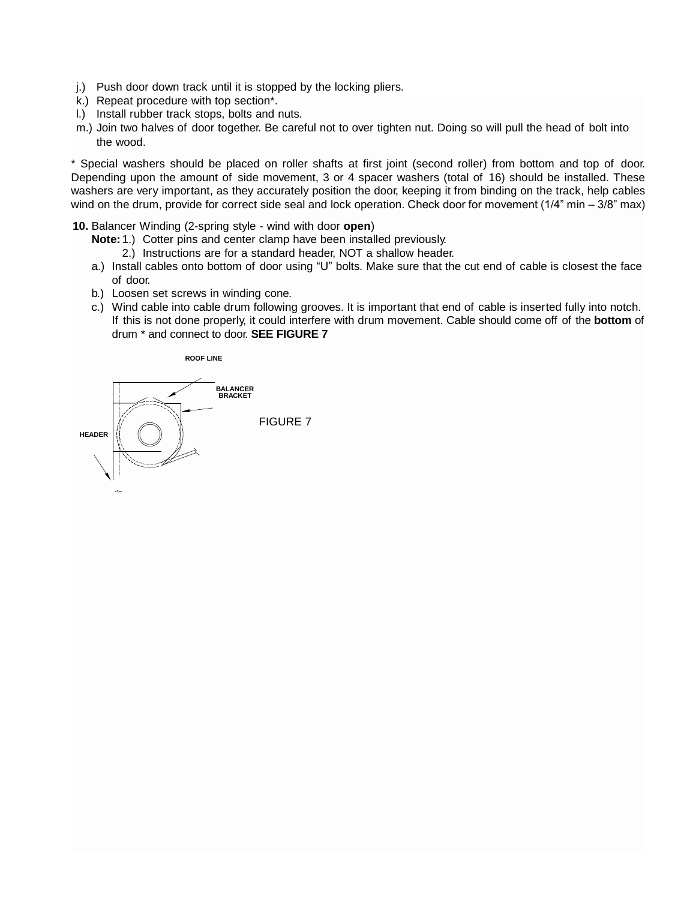j.) Push door down track until it is stopped by the locking pliers.
k.) Repeat procedure with top section*.
l.) Install rubber track stops, bolts and nuts.
m.) Join two halves of door together. Be careful not to over tighten nut. Doing so will pull the head of bolt into the wood.

* Special washers should be placed on roller shafts at first joint (second roller) from bottom and top of door. Depending upon the amount of side movement, 3 or 4 spacer washers (total of 16) should be installed. These washers are very important, as they accurately position the door, keeping it from binding on the track, help cables wind on the drum, provide for correct side seal and lock operation. Check door for movement (1/4" min – 3/8" max)

**10.** Balancer Winding (2-spring style - wind with door **open**)

**Note:** 1.) Cotter pins and center clamp have been installed previously.
2.) Instructions are for a standard header, NOT a shallow header.

a.) Install cables onto bottom of door using "U" bolts. Make sure that the cut end of cable is closest the face of door.
b.) Loosen set screws in winding cone.
c.) Wind cable into cable drum following grooves. It is important that end of cable is inserted fully into notch. If this is not done properly, it could interfere with drum movement. Cable should come off of the **bottom** of drum * and connect to door. **SEE FIGURE 7**

ROOF LINE
BALANCER BRACKET
HEADER

FIGURE 7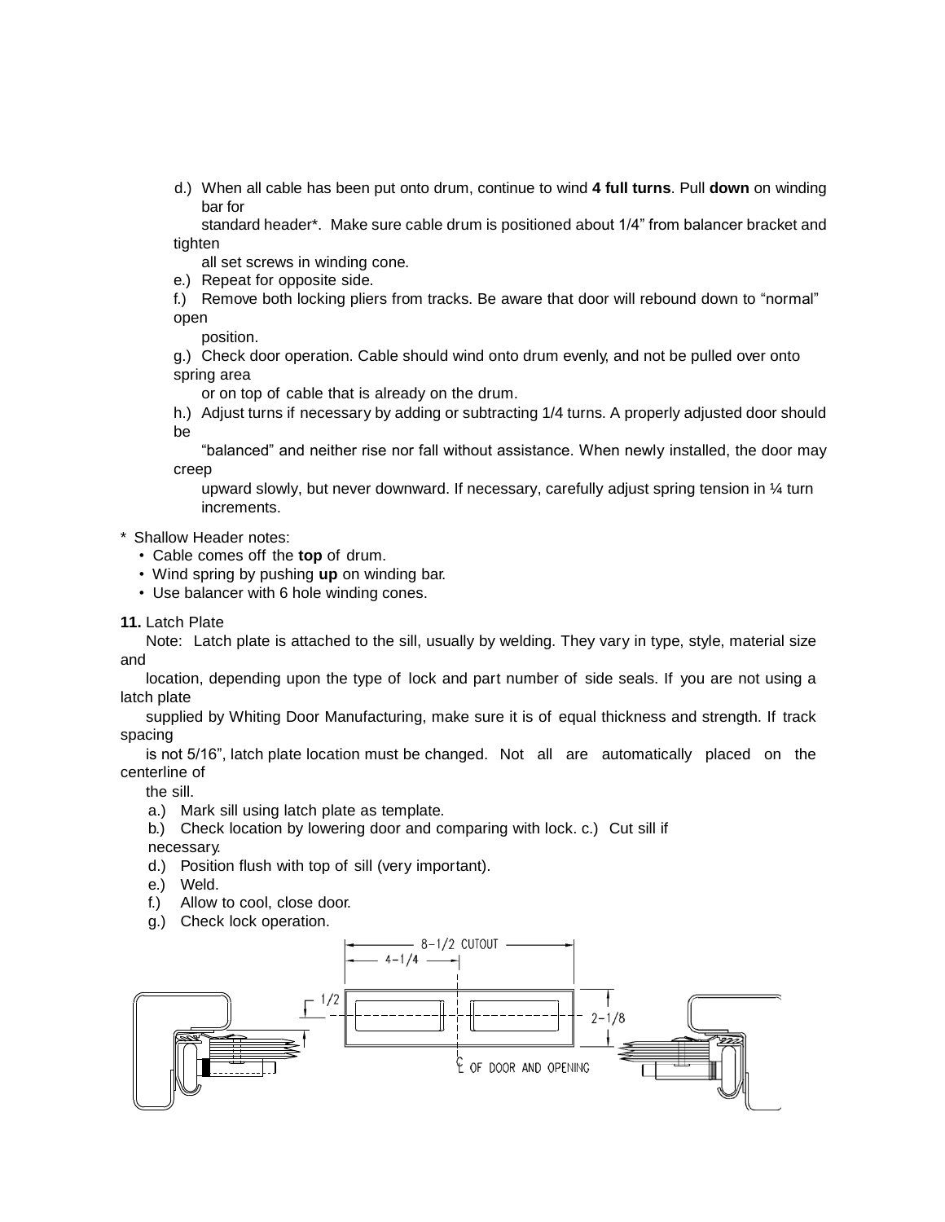d.) When all cable has been put onto drum, continue to wind **4 full turns**. Pull **down** on winding bar for standard header*. Make sure cable drum is positioned about 1/4" from balancer bracket and tighten all set screws in winding cone.

e.) Repeat for opposite side.

f.) Remove both locking pliers from tracks. Be aware that door will rebound down to "normal" open position.

g.) Check door operation. Cable should wind onto drum evenly, and not be pulled over onto spring area or on top of cable that is already on the drum.

h.) Adjust turns if necessary by adding or subtracting 1/4 turns. A properly adjusted door should be "balanced" and neither rise nor fall without assistance. When newly installed, the door may creep upward slowly, but never downward. If necessary, carefully adjust spring tension in ¼ turn increments.

\* Shallow Header notes:

- Cable comes off the **top** of drum.
- Wind spring by pushing **up** on winding bar.
- Use balancer with 6 hole winding cones.

**11.** Latch Plate

Note: Latch plate is attached to the sill, usually by welding. They vary in type, style, material size and location, depending upon the type of lock and part number of side seals. If you are not using a latch plate supplied by Whiting Door Manufacturing, make sure it is of equal thickness and strength. If track spacing is not 5/16", latch plate location must be changed. Not all are automatically placed on the centerline of the sill.

a.) Mark sill using latch plate as template.

b.) Check location by lowering door and comparing with lock.

c.) Cut sill if necessary.

d.) Position flush with top of sill (very important).

e.) Weld.

f.) Allow to cool, close door.

g.) Check lock operation.

8-1/2 CUTOUT

4-1/4

1/2

2-1/8

℄ OF DOOR AND OPENING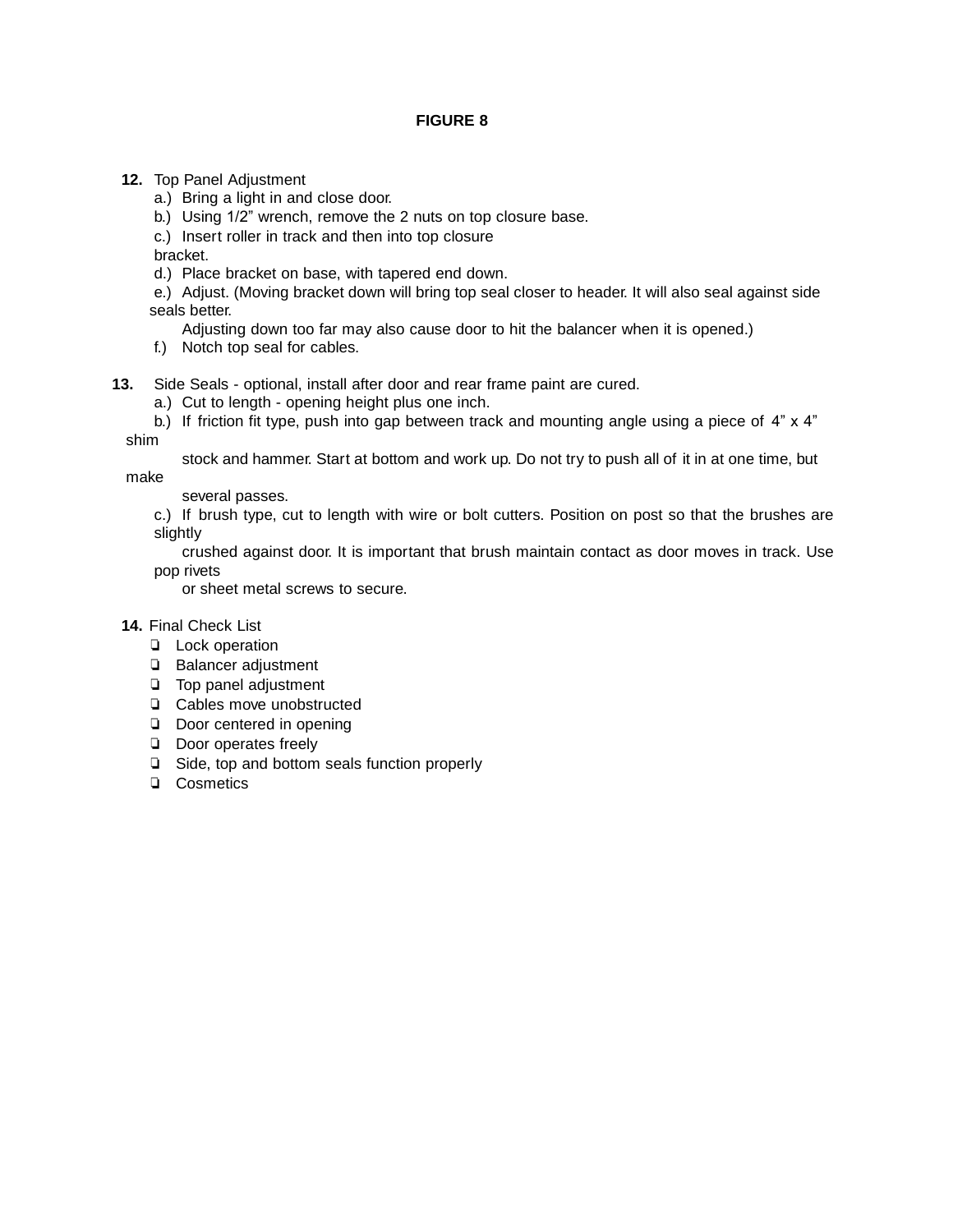**FIGURE 8**

**12.** Top Panel Adjustment

a.) Bring a light in and close door.

b.) Using 1/2" wrench, remove the 2 nuts on top closure base.

c.) Insert roller in track and then into top closure bracket.

d.) Place bracket on base, with tapered end down.

e.) Adjust. (Moving bracket down will bring top seal closer to header. It will also seal against side seals better. Adjusting down too far may also cause door to hit the balancer when it is opened.)

f.) Notch top seal for cables.

**13.** Side Seals - optional, install after door and rear frame paint are cured.

a.) Cut to length - opening height plus one inch.

b.) If friction fit type, push into gap between track and mounting angle using a piece of 4" x 4" shim stock and hammer. Start at bottom and work up. Do not try to push all of it in at one time, but make several passes.

c.) If brush type, cut to length with wire or bolt cutters. Position on post so that the brushes are slightly crushed against door. It is important that brush maintain contact as door moves in track. Use pop rivets or sheet metal screws to secure.

**14.** Final Check List

- ❏ Lock operation
- ❏ Balancer adjustment
- ❏ Top panel adjustment
- ❏ Cables move unobstructed
- ❏ Door centered in opening
- ❏ Door operates freely
- ❏ Side, top and bottom seals function properly
- ❏ Cosmetics